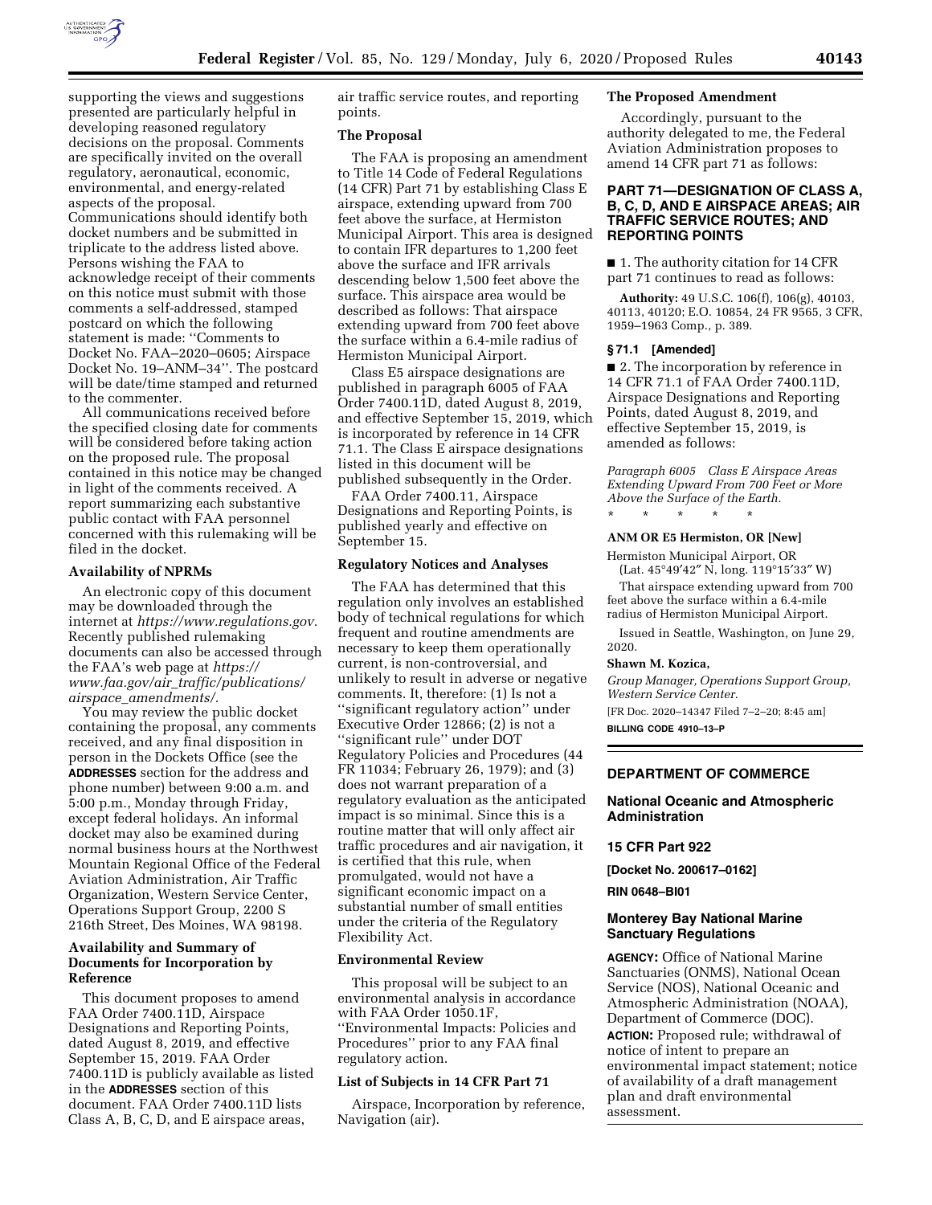supporting the views and suggestions presented are particularly helpful in developing reasoned regulatory decisions on the proposal. Comments are specifically invited on the overall regulatory, aeronautical, economic, environmental, and energy-related aspects of the proposal. Communications should identify both docket numbers and be submitted in triplicate to the address listed above. Persons wishing the FAA to acknowledge receipt of their comments on this notice must submit with those comments a self-addressed, stamped postcard on which the following statement is made: ''Comments to Docket No. FAA–2020–0605; Airspace Docket No. 19–ANM–34''. The postcard will be date/time stamped and returned to the commenter.

All communications received before the specified closing date for comments will be considered before taking action on the proposed rule. The proposal contained in this notice may be changed in light of the comments received. A report summarizing each substantive public contact with FAA personnel concerned with this rulemaking will be filed in the docket.

### Availability of NPRMs

An electronic copy of this document may be downloaded through the internet at *https://www.regulations.gov.* Recently published rulemaking documents can also be accessed through the FAA's web page at *https://www.faa.gov/air_traffic/publications/airspace_amendments/.*

You may review the public docket containing the proposal, any comments received, and any final disposition in person in the Dockets Office (see the **ADDRESSES** section for the address and phone number) between 9:00 a.m. and 5:00 p.m., Monday through Friday, except federal holidays. An informal docket may also be examined during normal business hours at the Northwest Mountain Regional Office of the Federal Aviation Administration, Air Traffic Organization, Western Service Center, Operations Support Group, 2200 S 216th Street, Des Moines, WA 98198.

### Availability and Summary of Documents for Incorporation by Reference

This document proposes to amend FAA Order 7400.11D, Airspace Designations and Reporting Points, dated August 8, 2019, and effective September 15, 2019. FAA Order 7400.11D is publicly available as listed in the **ADDRESSES** section of this document. FAA Order 7400.11D lists Class A, B, C, D, and E airspace areas, air traffic service routes, and reporting points.

### The Proposal

The FAA is proposing an amendment to Title 14 Code of Federal Regulations (14 CFR) Part 71 by establishing Class E airspace, extending upward from 700 feet above the surface, at Hermiston Municipal Airport. This area is designed to contain IFR departures to 1,200 feet above the surface and IFR arrivals descending below 1,500 feet above the surface. This airspace area would be described as follows: That airspace extending upward from 700 feet above the surface within a 6.4-mile radius of Hermiston Municipal Airport.

Class E5 airspace designations are published in paragraph 6005 of FAA Order 7400.11D, dated August 8, 2019, and effective September 15, 2019, which is incorporated by reference in 14 CFR 71.1. The Class E airspace designations listed in this document will be published subsequently in the Order.

FAA Order 7400.11, Airspace Designations and Reporting Points, is published yearly and effective on September 15.

### Regulatory Notices and Analyses

The FAA has determined that this regulation only involves an established body of technical regulations for which frequent and routine amendments are necessary to keep them operationally current, is non-controversial, and unlikely to result in adverse or negative comments. It, therefore: (1) Is not a ''significant regulatory action'' under Executive Order 12866; (2) is not a ''significant rule'' under DOT Regulatory Policies and Procedures (44 FR 11034; February 26, 1979); and (3) does not warrant preparation of a regulatory evaluation as the anticipated impact is so minimal. Since this is a routine matter that will only affect air traffic procedures and air navigation, it is certified that this rule, when promulgated, would not have a significant economic impact on a substantial number of small entities under the criteria of the Regulatory Flexibility Act.

### Environmental Review

This proposal will be subject to an environmental analysis in accordance with FAA Order 1050.1F, ''Environmental Impacts: Policies and Procedures'' prior to any FAA final regulatory action.

### List of Subjects in 14 CFR Part 71

Airspace, Incorporation by reference, Navigation (air).

### The Proposed Amendment

Accordingly, pursuant to the authority delegated to me, the Federal Aviation Administration proposes to amend 14 CFR part 71 as follows:

## PART 71—DESIGNATION OF CLASS A, B, C, D, AND E AIRSPACE AREAS; AIR TRAFFIC SERVICE ROUTES; AND REPORTING POINTS

■ 1. The authority citation for 14 CFR part 71 continues to read as follows:

**Authority:** 49 U.S.C. 106(f), 106(g), 40103, 40113, 40120; E.O. 10854, 24 FR 9565, 3 CFR, 1959–1963 Comp., p. 389.

### § 71.1 [Amended]

■ 2. The incorporation by reference in 14 CFR 71.1 of FAA Order 7400.11D, Airspace Designations and Reporting Points, dated August 8, 2019, and effective September 15, 2019, is amended as follows:

*Paragraph 6005 Class E Airspace Areas Extending Upward From 700 Feet or More Above the Surface of the Earth.*

\* \* \* \* \*

**ANM OR E5 Hermiston, OR [New]**

Hermiston Municipal Airport, OR
(Lat. 45°49′42″ N, long. 119°15′33″ W)

That airspace extending upward from 700 feet above the surface within a 6.4-mile radius of Hermiston Municipal Airport.

Issued in Seattle, Washington, on June 29, 2020.

**Shawn M. Kozica,**

*Group Manager, Operations Support Group, Western Service Center.*

[FR Doc. 2020–14347 Filed 7–2–20; 8:45 am]

**BILLING CODE 4910–13–P**

---

## DEPARTMENT OF COMMERCE

### National Oceanic and Atmospheric Administration

### 15 CFR Part 922

**[Docket No. 200617–0162]**

**RIN 0648–BI01**

### Monterey Bay National Marine Sanctuary Regulations

**AGENCY:** Office of National Marine Sanctuaries (ONMS), National Ocean Service (NOS), National Oceanic and Atmospheric Administration (NOAA), Department of Commerce (DOC).

**ACTION:** Proposed rule; withdrawal of notice of intent to prepare an environmental impact statement; notice of availability of a draft management plan and draft environmental assessment.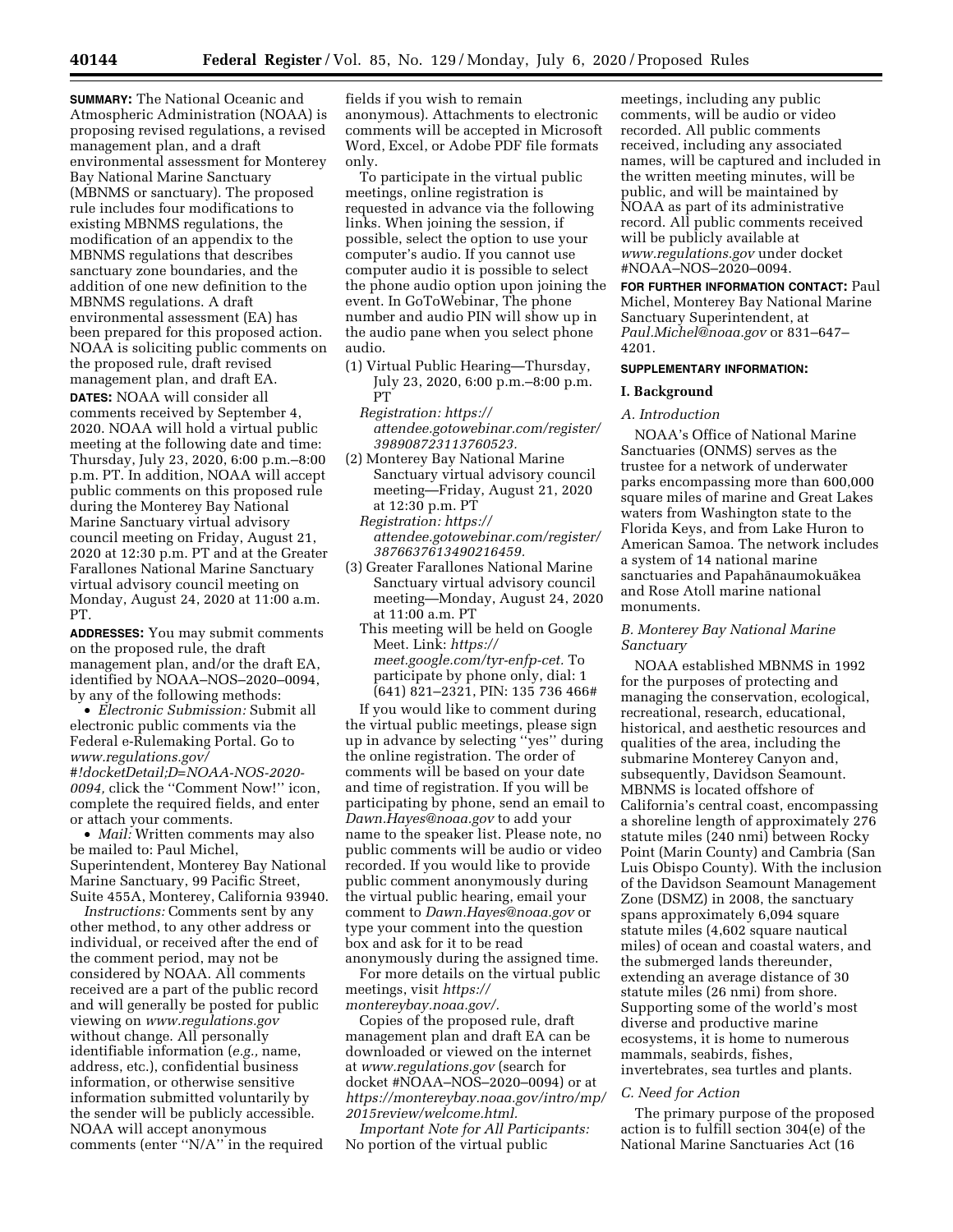**SUMMARY:** The National Oceanic and Atmospheric Administration (NOAA) is proposing revised regulations, a revised management plan, and a draft environmental assessment for Monterey Bay National Marine Sanctuary (MBNMS or sanctuary). The proposed rule includes four modifications to existing MBNMS regulations, the modification of an appendix to the MBNMS regulations that describes sanctuary zone boundaries, and the addition of one new definition to the MBNMS regulations. A draft environmental assessment (EA) has been prepared for this proposed action. NOAA is soliciting public comments on the proposed rule, draft revised management plan, and draft EA.

**DATES:** NOAA will consider all comments received by September 4, 2020. NOAA will hold a virtual public meeting at the following date and time: Thursday, July 23, 2020, 6:00 p.m.–8:00 p.m. PT. In addition, NOAA will accept public comments on this proposed rule during the Monterey Bay National Marine Sanctuary virtual advisory council meeting on Friday, August 21, 2020 at 12:30 p.m. PT and at the Greater Farallones National Marine Sanctuary virtual advisory council meeting on Monday, August 24, 2020 at 11:00 a.m. PT.

**ADDRESSES:** You may submit comments on the proposed rule, the draft management plan, and/or the draft EA, identified by NOAA–NOS–2020–0094, by any of the following methods:

- *Electronic Submission:* Submit all electronic public comments via the Federal e-Rulemaking Portal. Go to *www.regulations.gov/#!docketDetail;D=NOAA-NOS-2020-0094,* click the ''Comment Now!'' icon, complete the required fields, and enter or attach your comments.
- *Mail:* Written comments may also be mailed to: Paul Michel, Superintendent, Monterey Bay National Marine Sanctuary, 99 Pacific Street, Suite 455A, Monterey, California 93940.

*Instructions:* Comments sent by any other method, to any other address or individual, or received after the end of the comment period, may not be considered by NOAA. All comments received are a part of the public record and will generally be posted for public viewing on *www.regulations.gov* without change. All personally identifiable information (*e.g.,* name, address, etc.), confidential business information, or otherwise sensitive information submitted voluntarily by the sender will be publicly accessible. NOAA will accept anonymous comments (enter ''N/A'' in the required fields if you wish to remain anonymous). Attachments to electronic comments will be accepted in Microsoft Word, Excel, or Adobe PDF file formats only.

To participate in the virtual public meetings, online registration is requested in advance via the following links. When joining the session, if possible, select the option to use your computer's audio. If you cannot use computer audio it is possible to select the phone audio option upon joining the event. In GoToWebinar, The phone number and audio PIN will show up in the audio pane when you select phone audio.

(1) Virtual Public Hearing—Thursday, July 23, 2020, 6:00 p.m.–8:00 p.m. PT
*Registration: https://attendee.gotowebinar.com/register/398908723113760523.*

(2) Monterey Bay National Marine Sanctuary virtual advisory council meeting—Friday, August 21, 2020 at 12:30 p.m. PT
*Registration: https://attendee.gotowebinar.com/register/3876637613490216459.*

(3) Greater Farallones National Marine Sanctuary virtual advisory council meeting—Monday, August 24, 2020 at 11:00 a.m. PT
This meeting will be held on Google Meet. Link: *https://meet.google.com/tyr-enfp-cet.* To participate by phone only, dial: 1 (641) 821–2321, PIN: 135 736 466#

If you would like to comment during the virtual public meetings, please sign up in advance by selecting ''yes'' during the online registration. The order of comments will be based on your date and time of registration. If you will be participating by phone, send an email to *Dawn.Hayes@noaa.gov* to add your name to the speaker list. Please note, no public comments will be audio or video recorded. If you would like to provide public comment anonymously during the virtual public hearing, email your comment to *Dawn.Hayes@noaa.gov* or type your comment into the question box and ask for it to be read anonymously during the assigned time.

For more details on the virtual public meetings, visit *https://montereybay.noaa.gov/.*

Copies of the proposed rule, draft management plan and draft EA can be downloaded or viewed on the internet at *www.regulations.gov* (search for docket #NOAA–NOS–2020–0094) or at *https://montereybay.noaa.gov/intro/mp/2015review/welcome.html.*

*Important Note for All Participants:* No portion of the virtual public meetings, including any public comments, will be audio or video recorded. All public comments received, including any associated names, will be captured and included in the written meeting minutes, will be public, and will be maintained by NOAA as part of its administrative record. All public comments received will be publicly available at *www.regulations.gov* under docket #NOAA–NOS–2020–0094.

**FOR FURTHER INFORMATION CONTACT:** Paul Michel, Monterey Bay National Marine Sanctuary Superintendent, at *Paul.Michel@noaa.gov* or 831–647–4201.

**SUPPLEMENTARY INFORMATION:**

## I. Background

### A. Introduction

NOAA's Office of National Marine Sanctuaries (ONMS) serves as the trustee for a network of underwater parks encompassing more than 600,000 square miles of marine and Great Lakes waters from Washington state to the Florida Keys, and from Lake Huron to American Samoa. The network includes a system of 14 national marine sanctuaries and Papahānaumokuākea and Rose Atoll marine national monuments.

### B. Monterey Bay National Marine Sanctuary

NOAA established MBNMS in 1992 for the purposes of protecting and managing the conservation, ecological, recreational, research, educational, historical, and aesthetic resources and qualities of the area, including the submarine Monterey Canyon and, subsequently, Davidson Seamount. MBNMS is located offshore of California's central coast, encompassing a shoreline length of approximately 276 statute miles (240 nmi) between Rocky Point (Marin County) and Cambria (San Luis Obispo County). With the inclusion of the Davidson Seamount Management Zone (DSMZ) in 2008, the sanctuary spans approximately 6,094 square statute miles (4,602 square nautical miles) of ocean and coastal waters, and the submerged lands thereunder, extending an average distance of 30 statute miles (26 nmi) from shore. Supporting some of the world's most diverse and productive marine ecosystems, it is home to numerous mammals, seabirds, fishes, invertebrates, sea turtles and plants.

### C. Need for Action

The primary purpose of the proposed action is to fulfill section 304(e) of the National Marine Sanctuaries Act (16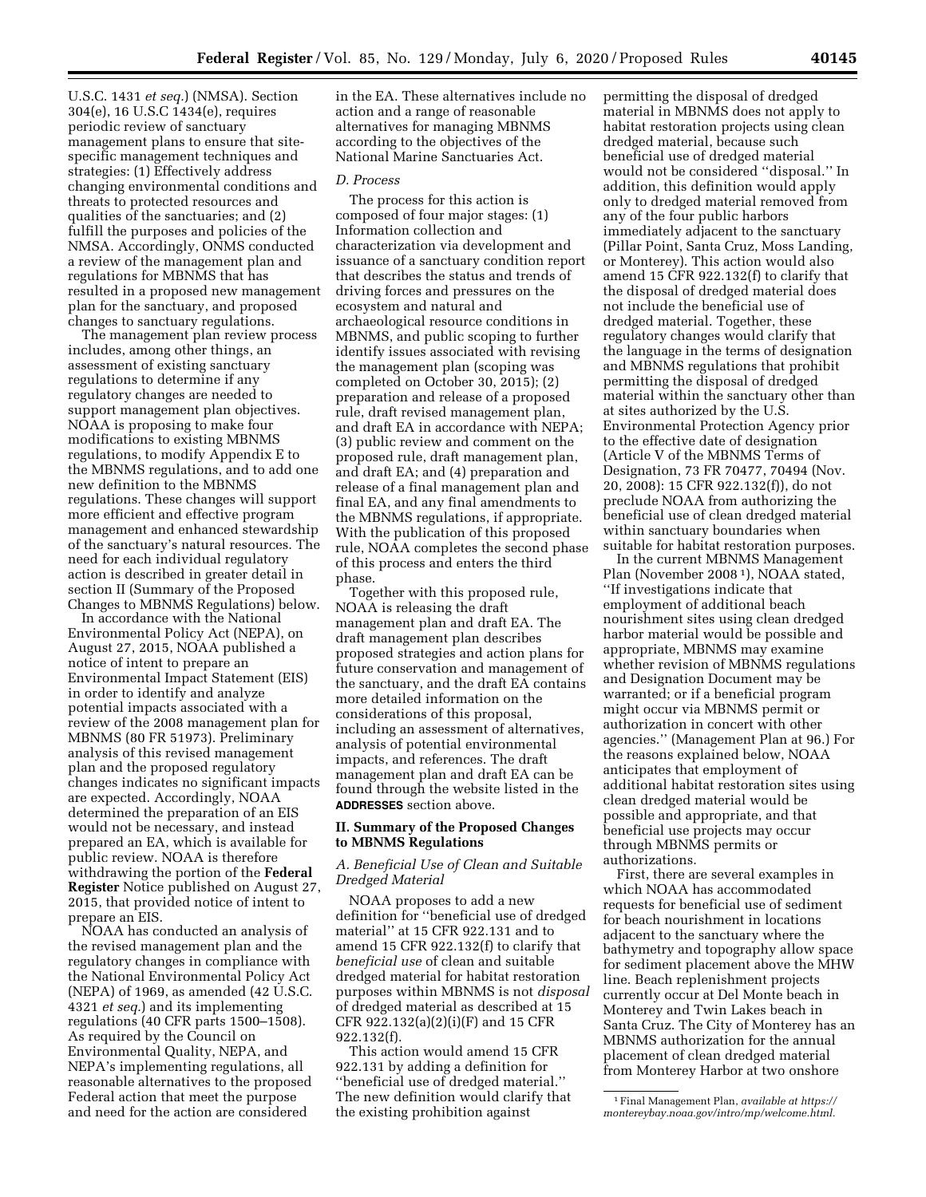U.S.C. 1431 *et seq.*) (NMSA). Section 304(e), 16 U.S.C 1434(e), requires periodic review of sanctuary management plans to ensure that site-specific management techniques and strategies: (1) Effectively address changing environmental conditions and threats to protected resources and qualities of the sanctuaries; and (2) fulfill the purposes and policies of the NMSA. Accordingly, ONMS conducted a review of the management plan and regulations for MBNMS that has resulted in a proposed new management plan for the sanctuary, and proposed changes to sanctuary regulations.

The management plan review process includes, among other things, an assessment of existing sanctuary regulations to determine if any regulatory changes are needed to support management plan objectives. NOAA is proposing to make four modifications to existing MBNMS regulations, to modify Appendix E to the MBNMS regulations, and to add one new definition to the MBNMS regulations. These changes will support more efficient and effective program management and enhanced stewardship of the sanctuary's natural resources. The need for each individual regulatory action is described in greater detail in section II (Summary of the Proposed Changes to MBNMS Regulations) below.

In accordance with the National Environmental Policy Act (NEPA), on August 27, 2015, NOAA published a notice of intent to prepare an Environmental Impact Statement (EIS) in order to identify and analyze potential impacts associated with a review of the 2008 management plan for MBNMS (80 FR 51973). Preliminary analysis of this revised management plan and the proposed regulatory changes indicates no significant impacts are expected. Accordingly, NOAA determined the preparation of an EIS would not be necessary, and instead prepared an EA, which is available for public review. NOAA is therefore withdrawing the portion of the **Federal Register** Notice published on August 27, 2015, that provided notice of intent to prepare an EIS.

NOAA has conducted an analysis of the revised management plan and the regulatory changes in compliance with the National Environmental Policy Act (NEPA) of 1969, as amended (42 U.S.C. 4321 *et seq.*) and its implementing regulations (40 CFR parts 1500–1508). As required by the Council on Environmental Quality, NEPA, and NEPA's implementing regulations, all reasonable alternatives to the proposed Federal action that meet the purpose and need for the action are considered in the EA. These alternatives include no action and a range of reasonable alternatives for managing MBNMS according to the objectives of the National Marine Sanctuaries Act.

### *D. Process*

The process for this action is composed of four major stages: (1) Information collection and characterization via development and issuance of a sanctuary condition report that describes the status and trends of driving forces and pressures on the ecosystem and natural and archaeological resource conditions in MBNMS, and public scoping to further identify issues associated with revising the management plan (scoping was completed on October 30, 2015); (2) preparation and release of a proposed rule, draft revised management plan, and draft EA in accordance with NEPA; (3) public review and comment on the proposed rule, draft management plan, and draft EA; and (4) preparation and release of a final management plan and final EA, and any final amendments to the MBNMS regulations, if appropriate. With the publication of this proposed rule, NOAA completes the second phase of this process and enters the third phase.

Together with this proposed rule, NOAA is releasing the draft management plan and draft EA. The draft management plan describes proposed strategies and action plans for future conservation and management of the sanctuary, and the draft EA contains more detailed information on the considerations of this proposal, including an assessment of alternatives, analysis of potential environmental impacts, and references. The draft management plan and draft EA can be found through the website listed in the **ADDRESSES** section above.

## II. Summary of the Proposed Changes to MBNMS Regulations

### *A. Beneficial Use of Clean and Suitable Dredged Material*

NOAA proposes to add a new definition for ''beneficial use of dredged material'' at 15 CFR 922.131 and to amend 15 CFR 922.132(f) to clarify that *beneficial use* of clean and suitable dredged material for habitat restoration purposes within MBNMS is not *disposal* of dredged material as described at 15 CFR 922.132(a)(2)(i)(F) and 15 CFR 922.132(f).

This action would amend 15 CFR 922.131 by adding a definition for ''beneficial use of dredged material.'' The new definition would clarify that the existing prohibition against permitting the disposal of dredged material in MBNMS does not apply to habitat restoration projects using clean dredged material, because such beneficial use of dredged material would not be considered ''disposal.'' In addition, this definition would apply only to dredged material removed from any of the four public harbors immediately adjacent to the sanctuary (Pillar Point, Santa Cruz, Moss Landing, or Monterey). This action would also amend 15 CFR 922.132(f) to clarify that the disposal of dredged material does not include the beneficial use of dredged material. Together, these regulatory changes would clarify that the language in the terms of designation and MBNMS regulations that prohibit permitting the disposal of dredged material within the sanctuary other than at sites authorized by the U.S. Environmental Protection Agency prior to the effective date of designation (Article V of the MBNMS Terms of Designation, 73 FR 70477, 70494 (Nov. 20, 2008): 15 CFR 922.132(f)), do not preclude NOAA from authorizing the beneficial use of clean dredged material within sanctuary boundaries when suitable for habitat restoration purposes.

In the current MBNMS Management Plan (November 2008 [1]), NOAA stated, ''If investigations indicate that employment of additional beach nourishment sites using clean dredged harbor material would be possible and appropriate, MBNMS may examine whether revision of MBNMS regulations and Designation Document may be warranted; or if a beneficial program might occur via MBNMS permit or authorization in concert with other agencies.'' (Management Plan at 96.) For the reasons explained below, NOAA anticipates that employment of additional habitat restoration sites using clean dredged material would be possible and appropriate, and that beneficial use projects may occur through MBNMS permits or authorizations.

First, there are several examples in which NOAA has accommodated requests for beneficial use of sediment for beach nourishment in locations adjacent to the sanctuary where the bathymetry and topography allow space for sediment placement above the MHW line. Beach replenishment projects currently occur at Del Monte beach in Monterey and Twin Lakes beach in Santa Cruz. The City of Monterey has an MBNMS authorization for the annual placement of clean dredged material from Monterey Harbor at two onshore

[1] Final Management Plan, *available at https://montereybay.noaa.gov/intro/mp/welcome.html.*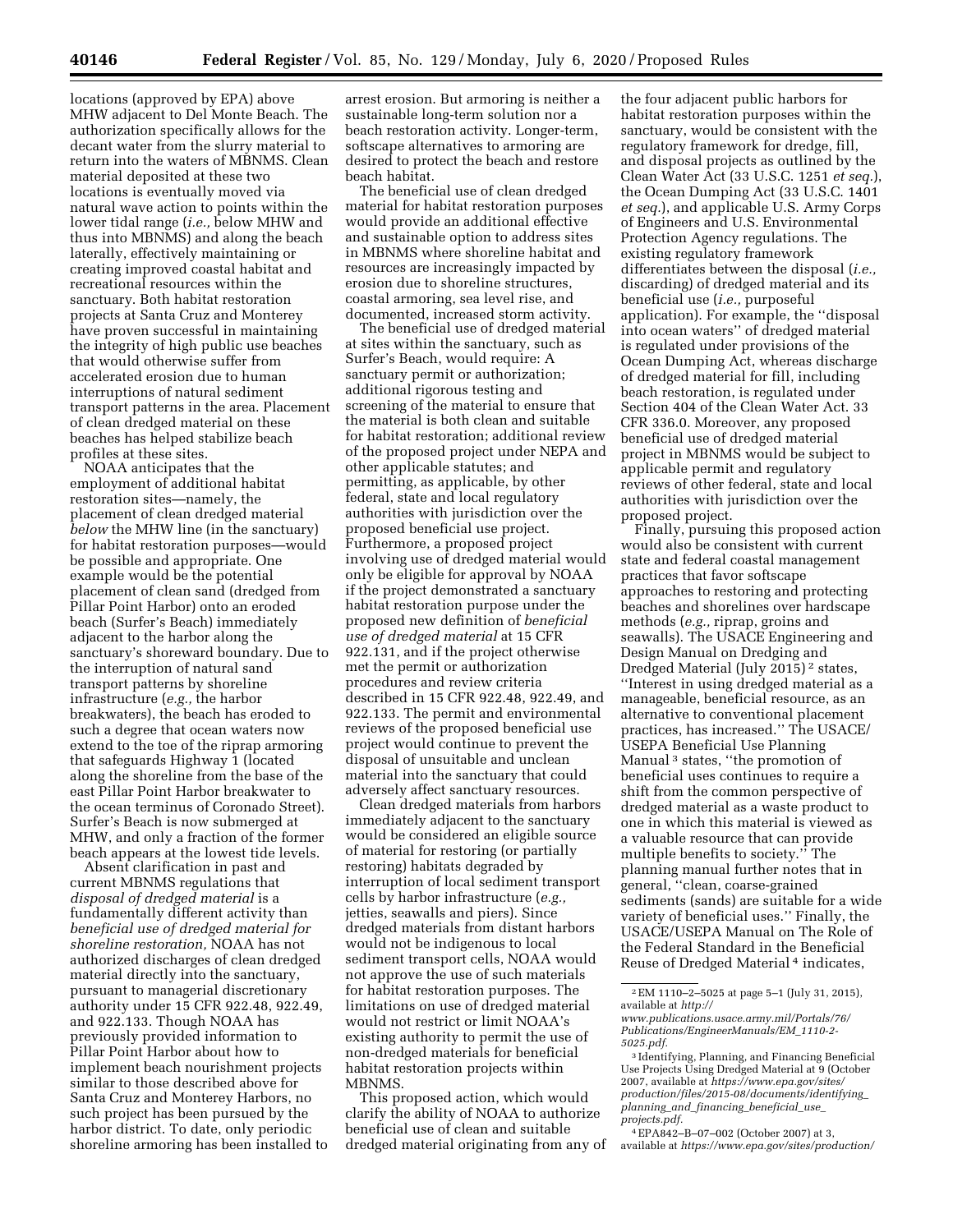locations (approved by EPA) above MHW adjacent to Del Monte Beach. The authorization specifically allows for the decant water from the slurry material to return into the waters of MBNMS. Clean material deposited at these two locations is eventually moved via natural wave action to points within the lower tidal range (*i.e.,* below MHW and thus into MBNMS) and along the beach laterally, effectively maintaining or creating improved coastal habitat and recreational resources within the sanctuary. Both habitat restoration projects at Santa Cruz and Monterey have proven successful in maintaining the integrity of high public use beaches that would otherwise suffer from accelerated erosion due to human interruptions of natural sediment transport patterns in the area. Placement of clean dredged material on these beaches has helped stabilize beach profiles at these sites.

NOAA anticipates that the employment of additional habitat restoration sites—namely, the placement of clean dredged material *below* the MHW line (in the sanctuary) for habitat restoration purposes—would be possible and appropriate. One example would be the potential placement of clean sand (dredged from Pillar Point Harbor) onto an eroded beach (Surfer's Beach) immediately adjacent to the harbor along the sanctuary's shoreward boundary. Due to the interruption of natural sand transport patterns by shoreline infrastructure (*e.g.,* the harbor breakwaters), the beach has eroded to such a degree that ocean waters now extend to the toe of the riprap armoring that safeguards Highway 1 (located along the shoreline from the base of the east Pillar Point Harbor breakwater to the ocean terminus of Coronado Street). Surfer's Beach is now submerged at MHW, and only a fraction of the former beach appears at the lowest tide levels.

Absent clarification in past and current MBNMS regulations that *disposal of dredged material* is a fundamentally different activity than *beneficial use of dredged material for shoreline restoration,* NOAA has not authorized discharges of clean dredged material directly into the sanctuary, pursuant to managerial discretionary authority under 15 CFR 922.48, 922.49, and 922.133. Though NOAA has previously provided information to Pillar Point Harbor about how to implement beach nourishment projects similar to those described above for Santa Cruz and Monterey Harbors, no such project has been pursued by the harbor district. To date, only periodic shoreline armoring has been installed to arrest erosion. But armoring is neither a sustainable long-term solution nor a beach restoration activity. Longer-term, softscape alternatives to armoring are desired to protect the beach and restore beach habitat.

The beneficial use of clean dredged material for habitat restoration purposes would provide an additional effective and sustainable option to address sites in MBNMS where shoreline habitat and resources are increasingly impacted by erosion due to shoreline structures, coastal armoring, sea level rise, and documented, increased storm activity.

The beneficial use of dredged material at sites within the sanctuary, such as Surfer's Beach, would require: A sanctuary permit or authorization; additional rigorous testing and screening of the material to ensure that the material is both clean and suitable for habitat restoration; additional review of the proposed project under NEPA and other applicable statutes; and permitting, as applicable, by other federal, state and local regulatory authorities with jurisdiction over the proposed beneficial use project. Furthermore, a proposed project involving use of dredged material would only be eligible for approval by NOAA if the project demonstrated a sanctuary habitat restoration purpose under the proposed new definition of *beneficial use of dredged material* at 15 CFR 922.131, and if the project otherwise met the permit or authorization procedures and review criteria described in 15 CFR 922.48, 922.49, and 922.133. The permit and environmental reviews of the proposed beneficial use project would continue to prevent the disposal of unsuitable and unclean material into the sanctuary that could adversely affect sanctuary resources.

Clean dredged materials from harbors immediately adjacent to the sanctuary would be considered an eligible source of material for restoring (or partially restoring) habitats degraded by interruption of local sediment transport cells by harbor infrastructure (*e.g.,* jetties, seawalls and piers). Since dredged materials from distant harbors would not be indigenous to local sediment transport cells, NOAA would not approve the use of such materials for habitat restoration purposes. The limitations on use of dredged material would not restrict or limit NOAA's existing authority to permit the use of non-dredged materials for beneficial habitat restoration projects within MBNMS.

This proposed action, which would clarify the ability of NOAA to authorize beneficial use of clean and suitable dredged material originating from any of the four adjacent public harbors for habitat restoration purposes within the sanctuary, would be consistent with the regulatory framework for dredge, fill, and disposal projects as outlined by the Clean Water Act (33 U.S.C. 1251 *et seq.*), the Ocean Dumping Act (33 U.S.C. 1401 *et seq.*), and applicable U.S. Army Corps of Engineers and U.S. Environmental Protection Agency regulations. The existing regulatory framework differentiates between the disposal (*i.e.,* discarding) of dredged material and its beneficial use (*i.e.,* purposeful application). For example, the ''disposal into ocean waters'' of dredged material is regulated under provisions of the Ocean Dumping Act, whereas discharge of dredged material for fill, including beach restoration, is regulated under Section 404 of the Clean Water Act. 33 CFR 336.0. Moreover, any proposed beneficial use of dredged material project in MBNMS would be subject to applicable permit and regulatory reviews of other federal, state and local authorities with jurisdiction over the proposed project.

Finally, pursuing this proposed action would also be consistent with current state and federal coastal management practices that favor softscape approaches to restoring and protecting beaches and shorelines over hardscape methods (*e.g.,* riprap, groins and seawalls). The USACE Engineering and Design Manual on Dredging and Dredged Material (July 2015) [2] states, ''Interest in using dredged material as a manageable, beneficial resource, as an alternative to conventional placement practices, has increased.'' The USACE/USEPA Beneficial Use Planning Manual [3] states, ''the promotion of beneficial uses continues to require a shift from the common perspective of dredged material as a waste product to one in which this material is viewed as a valuable resource that can provide multiple benefits to society.'' The planning manual further notes that in general, ''clean, coarse-grained sediments (sands) are suitable for a wide variety of beneficial uses.'' Finally, the USACE/USEPA Manual on The Role of the Federal Standard in the Beneficial Reuse of Dredged Material [4] indicates,

---

[2] EM 1110–2–5025 at page 5–1 (July 31, 2015), available at *http://www.publications.usace.army.mil/Portals/76/Publications/EngineerManuals/EM_1110-2-5025.pdf.*

[3] Identifying, Planning, and Financing Beneficial Use Projects Using Dredged Material at 9 (October 2007, available at *https://www.epa.gov/sites/production/files/2015-08/documents/identifying_planning_and_financing_beneficial_use_projects.pdf.*

[4] EPA842–B–07–002 (October 2007) at 3, available at *https://www.epa.gov/sites/production/*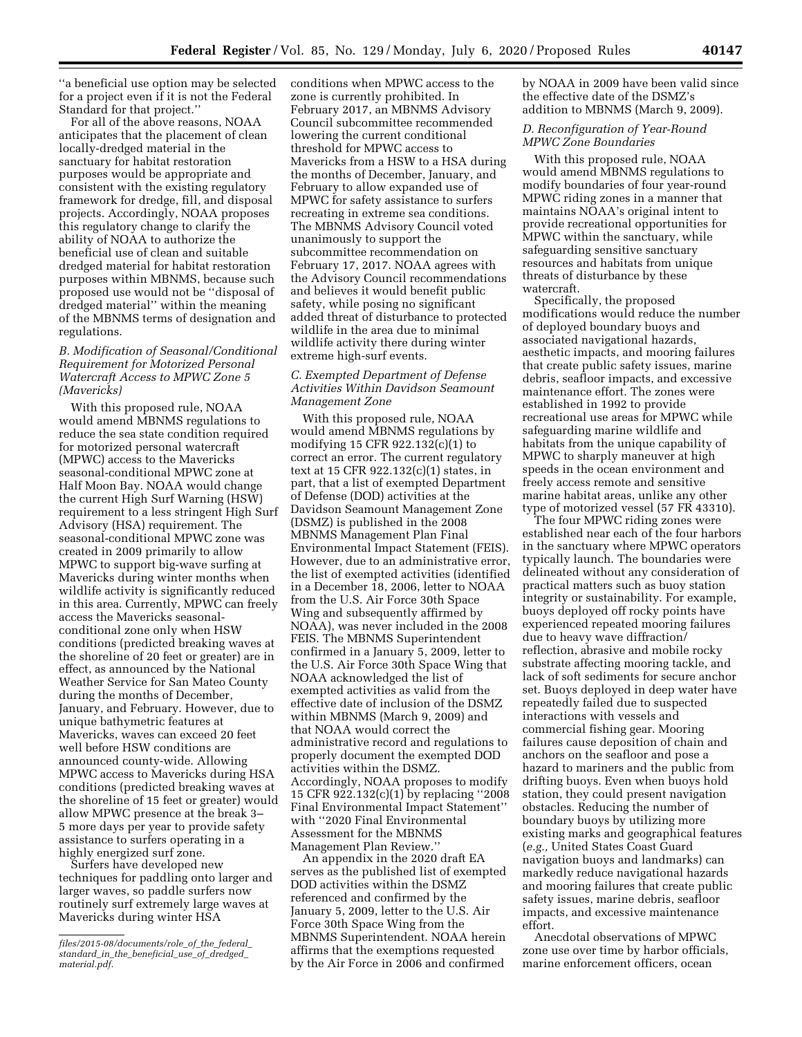''a beneficial use option may be selected for a project even if it is not the Federal Standard for that project.''

For all of the above reasons, NOAA anticipates that the placement of clean locally-dredged material in the sanctuary for habitat restoration purposes would be appropriate and consistent with the existing regulatory framework for dredge, fill, and disposal projects. Accordingly, NOAA proposes this regulatory change to clarify the ability of NOAA to authorize the beneficial use of clean and suitable dredged material for habitat restoration purposes within MBNMS, because such proposed use would not be ''disposal of dredged material'' within the meaning of the MBNMS terms of designation and regulations.

### B. Modification of Seasonal/Conditional Requirement for Motorized Personal Watercraft Access to MPWC Zone 5 (Mavericks)

With this proposed rule, NOAA would amend MBNMS regulations to reduce the sea state condition required for motorized personal watercraft (MPWC) access to the Mavericks seasonal-conditional MPWC zone at Half Moon Bay. NOAA would change the current High Surf Warning (HSW) requirement to a less stringent High Surf Advisory (HSA) requirement. The seasonal-conditional MPWC zone was created in 2009 primarily to allow MPWC to support big-wave surfing at Mavericks during winter months when wildlife activity is significantly reduced in this area. Currently, MPWC can freely access the Mavericks seasonal-conditional zone only when HSW conditions (predicted breaking waves at the shoreline of 20 feet or greater) are in effect, as announced by the National Weather Service for San Mateo County during the months of December, January, and February. However, due to unique bathymetric features at Mavericks, waves can exceed 20 feet well before HSW conditions are announced county-wide. Allowing MPWC access to Mavericks during HSA conditions (predicted breaking waves at the shoreline of 15 feet or greater) would allow MPWC presence at the break 3–5 more days per year to provide safety assistance to surfers operating in a highly energized surf zone.

Surfers have developed new techniques for paddling onto larger and larger waves, so paddle surfers now routinely surf extremely large waves at Mavericks during winter HSA conditions when MPWC access to the zone is currently prohibited. In February 2017, an MBNMS Advisory Council subcommittee recommended lowering the current conditional threshold for MPWC access to Mavericks from a HSW to a HSA during the months of December, January, and February to allow expanded use of MPWC for safety assistance to surfers recreating in extreme sea conditions. The MBNMS Advisory Council voted unanimously to support the subcommittee recommendation on February 17, 2017. NOAA agrees with the Advisory Council recommendations and believes it would benefit public safety, while posing no significant added threat of disturbance to protected wildlife in the area due to minimal wildlife activity there during winter extreme high-surf events.

### C. Exempted Department of Defense Activities Within Davidson Seamount Management Zone

With this proposed rule, NOAA would amend MBNMS regulations by modifying 15 CFR 922.132(c)(1) to correct an error. The current regulatory text at 15 CFR 922.132(c)(1) states, in part, that a list of exempted Department of Defense (DOD) activities at the Davidson Seamount Management Zone (DSMZ) is published in the 2008 MBNMS Management Plan Final Environmental Impact Statement (FEIS). However, due to an administrative error, the list of exempted activities (identified in a December 18, 2006, letter to NOAA from the U.S. Air Force 30th Space Wing and subsequently affirmed by NOAA), was never included in the 2008 FEIS. The MBNMS Superintendent confirmed in a January 5, 2009, letter to the U.S. Air Force 30th Space Wing that NOAA acknowledged the list of exempted activities as valid from the effective date of inclusion of the DSMZ within MBNMS (March 9, 2009) and that NOAA would correct the administrative record and regulations to properly document the exempted DOD activities within the DSMZ. Accordingly, NOAA proposes to modify 15 CFR 922.132(c)(1) by replacing ''2008 Final Environmental Impact Statement'' with ''2020 Final Environmental Assessment for the MBNMS Management Plan Review.''

An appendix in the 2020 draft EA serves as the published list of exempted DOD activities within the DSMZ referenced and confirmed by the January 5, 2009, letter to the U.S. Air Force 30th Space Wing from the MBNMS Superintendent. NOAA herein affirms that the exemptions requested by the Air Force in 2006 and confirmed by NOAA in 2009 have been valid since the effective date of the DSMZ's addition to MBNMS (March 9, 2009).

### D. Reconfiguration of Year-Round MPWC Zone Boundaries

With this proposed rule, NOAA would amend MBNMS regulations to modify boundaries of four year-round MPWC riding zones in a manner that maintains NOAA's original intent to provide recreational opportunities for MPWC within the sanctuary, while safeguarding sensitive sanctuary resources and habitats from unique threats of disturbance by these watercraft.

Specifically, the proposed modifications would reduce the number of deployed boundary buoys and associated navigational hazards, aesthetic impacts, and mooring failures that create public safety issues, marine debris, seafloor impacts, and excessive maintenance effort. The zones were established in 1992 to provide recreational use areas for MPWC while safeguarding marine wildlife and habitats from the unique capability of MPWC to sharply maneuver at high speeds in the ocean environment and freely access remote and sensitive marine habitat areas, unlike any other type of motorized vessel (57 FR 43310).

The four MPWC riding zones were established near each of the four harbors in the sanctuary where MPWC operators typically launch. The boundaries were delineated without any consideration of practical matters such as buoy station integrity or sustainability. For example, buoys deployed off rocky points have experienced repeated mooring failures due to heavy wave diffraction/reflection, abrasive and mobile rocky substrate affecting mooring tackle, and lack of soft sediments for secure anchor set. Buoys deployed in deep water have repeatedly failed due to suspected interactions with vessels and commercial fishing gear. Mooring failures cause deposition of chain and anchors on the seafloor and pose a hazard to mariners and the public from drifting buoys. Even when buoys hold station, they could present navigation obstacles. Reducing the number of boundary buoys by utilizing more existing marks and geographical features (*e.g.,* United States Coast Guard navigation buoys and landmarks) can markedly reduce navigational hazards and mooring failures that create public safety issues, marine debris, seafloor impacts, and excessive maintenance effort.

Anecdotal observations of MPWC zone use over time by harbor officials, marine enforcement officers, ocean

---

*files/2015-08/documents/role_of_the_federal_standard_in_the_beneficial_use_of_dredged_material.pdf.*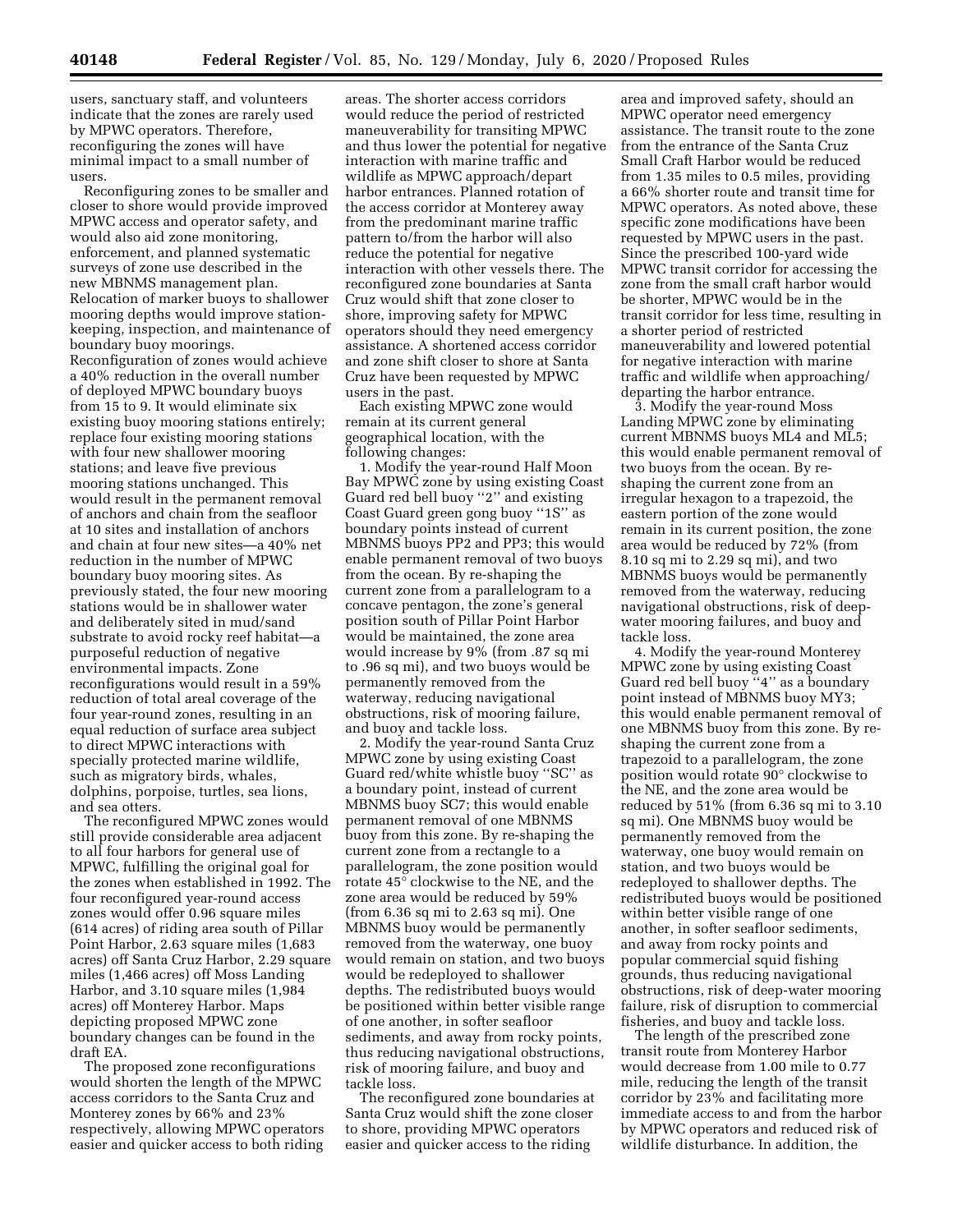users, sanctuary staff, and volunteers indicate that the zones are rarely used by MPWC operators. Therefore, reconfiguring the zones will have minimal impact to a small number of users.

Reconfiguring zones to be smaller and closer to shore would provide improved MPWC access and operator safety, and would also aid zone monitoring, enforcement, and planned systematic surveys of zone use described in the new MBNMS management plan. Relocation of marker buoys to shallower mooring depths would improve station-keeping, inspection, and maintenance of boundary buoy moorings. Reconfiguration of zones would achieve a 40% reduction in the overall number of deployed MPWC boundary buoys from 15 to 9. It would eliminate six existing buoy mooring stations entirely; replace four existing mooring stations with four new shallower mooring stations; and leave five previous mooring stations unchanged. This would result in the permanent removal of anchors and chain from the seafloor at 10 sites and installation of anchors and chain at four new sites—a 40% net reduction in the number of MPWC boundary buoy mooring sites. As previously stated, the four new mooring stations would be in shallower water and deliberately sited in mud/sand substrate to avoid rocky reef habitat—a purposeful reduction of negative environmental impacts. Zone reconfigurations would result in a 59% reduction of total areal coverage of the four year-round zones, resulting in an equal reduction of surface area subject to direct MPWC interactions with specially protected marine wildlife, such as migratory birds, whales, dolphins, porpoise, turtles, sea lions, and sea otters.

The reconfigured MPWC zones would still provide considerable area adjacent to all four harbors for general use of MPWC, fulfilling the original goal for the zones when established in 1992. The four reconfigured year-round access zones would offer 0.96 square miles (614 acres) of riding area south of Pillar Point Harbor, 2.63 square miles (1,683 acres) off Santa Cruz Harbor, 2.29 square miles (1,466 acres) off Moss Landing Harbor, and 3.10 square miles (1,984 acres) off Monterey Harbor. Maps depicting proposed MPWC zone boundary changes can be found in the draft EA.

The proposed zone reconfigurations would shorten the length of the MPWC access corridors to the Santa Cruz and Monterey zones by 66% and 23% respectively, allowing MPWC operators easier and quicker access to both riding areas. The shorter access corridors would reduce the period of restricted maneuverability for transiting MPWC and thus lower the potential for negative interaction with marine traffic and wildlife as MPWC approach/depart harbor entrances. Planned rotation of the access corridor at Monterey away from the predominant marine traffic pattern to/from the harbor will also reduce the potential for negative interaction with other vessels there. The reconfigured zone boundaries at Santa Cruz would shift that zone closer to shore, improving safety for MPWC operators should they need emergency assistance. A shortened access corridor and zone shift closer to shore at Santa Cruz have been requested by MPWC users in the past.

Each existing MPWC zone would remain at its current general geographical location, with the following changes:

1. Modify the year-round Half Moon Bay MPWC zone by using existing Coast Guard red bell buoy ''2'' and existing Coast Guard green gong buoy ''1S'' as boundary points instead of current MBNMS buoys PP2 and PP3; this would enable permanent removal of two buoys from the ocean. By re-shaping the current zone from a parallelogram to a concave pentagon, the zone's general position south of Pillar Point Harbor would be maintained, the zone area would increase by 9% (from .87 sq mi to .96 sq mi), and two buoys would be permanently removed from the waterway, reducing navigational obstructions, risk of mooring failure, and buoy and tackle loss.

2. Modify the year-round Santa Cruz MPWC zone by using existing Coast Guard red/white whistle buoy ''SC'' as a boundary point, instead of current MBNMS buoy SC7; this would enable permanent removal of one MBNMS buoy from this zone. By re-shaping the current zone from a rectangle to a parallelogram, the zone position would rotate 45° clockwise to the NE, and the zone area would be reduced by 59% (from 6.36 sq mi to 2.63 sq mi). One MBNMS buoy would be permanently removed from the waterway, one buoy would remain on station, and two buoys would be redeployed to shallower depths. The redistributed buoys would be positioned within better visible range of one another, in softer seafloor sediments, and away from rocky points, thus reducing navigational obstructions, risk of mooring failure, and buoy and tackle loss.

The reconfigured zone boundaries at Santa Cruz would shift the zone closer to shore, providing MPWC operators easier and quicker access to the riding area and improved safety, should an MPWC operator need emergency assistance. The transit route to the zone from the entrance of the Santa Cruz Small Craft Harbor would be reduced from 1.35 miles to 0.5 miles, providing a 66% shorter route and transit time for MPWC operators. As noted above, these specific zone modifications have been requested by MPWC users in the past. Since the prescribed 100-yard wide MPWC transit corridor for accessing the zone from the small craft harbor would be shorter, MPWC would be in the transit corridor for less time, resulting in a shorter period of restricted maneuverability and lowered potential for negative interaction with marine traffic and wildlife when approaching/departing the harbor entrance.

3. Modify the year-round Moss Landing MPWC zone by eliminating current MBNMS buoys ML4 and ML5; this would enable permanent removal of two buoys from the ocean. By re-shaping the current zone from an irregular hexagon to a trapezoid, the eastern portion of the zone would remain in its current position, the zone area would be reduced by 72% (from 8.10 sq mi to 2.29 sq mi), and two MBNMS buoys would be permanently removed from the waterway, reducing navigational obstructions, risk of deep-water mooring failures, and buoy and tackle loss.

4. Modify the year-round Monterey MPWC zone by using existing Coast Guard red bell buoy ''4'' as a boundary point instead of MBNMS buoy MY3; this would enable permanent removal of one MBNMS buoy from this zone. By re-shaping the current zone from a trapezoid to a parallelogram, the zone position would rotate 90° clockwise to the NE, and the zone area would be reduced by 51% (from 6.36 sq mi to 3.10 sq mi). One MBNMS buoy would be permanently removed from the waterway, one buoy would remain on station, and two buoys would be redeployed to shallower depths. The redistributed buoys would be positioned within better visible range of one another, in softer seafloor sediments, and away from rocky points and popular commercial squid fishing grounds, thus reducing navigational obstructions, risk of deep-water mooring failure, risk of disruption to commercial fisheries, and buoy and tackle loss.

The length of the prescribed zone transit route from Monterey Harbor would decrease from 1.00 mile to 0.77 mile, reducing the length of the transit corridor by 23% and facilitating more immediate access to and from the harbor by MPWC operators and reduced risk of wildlife disturbance. In addition, the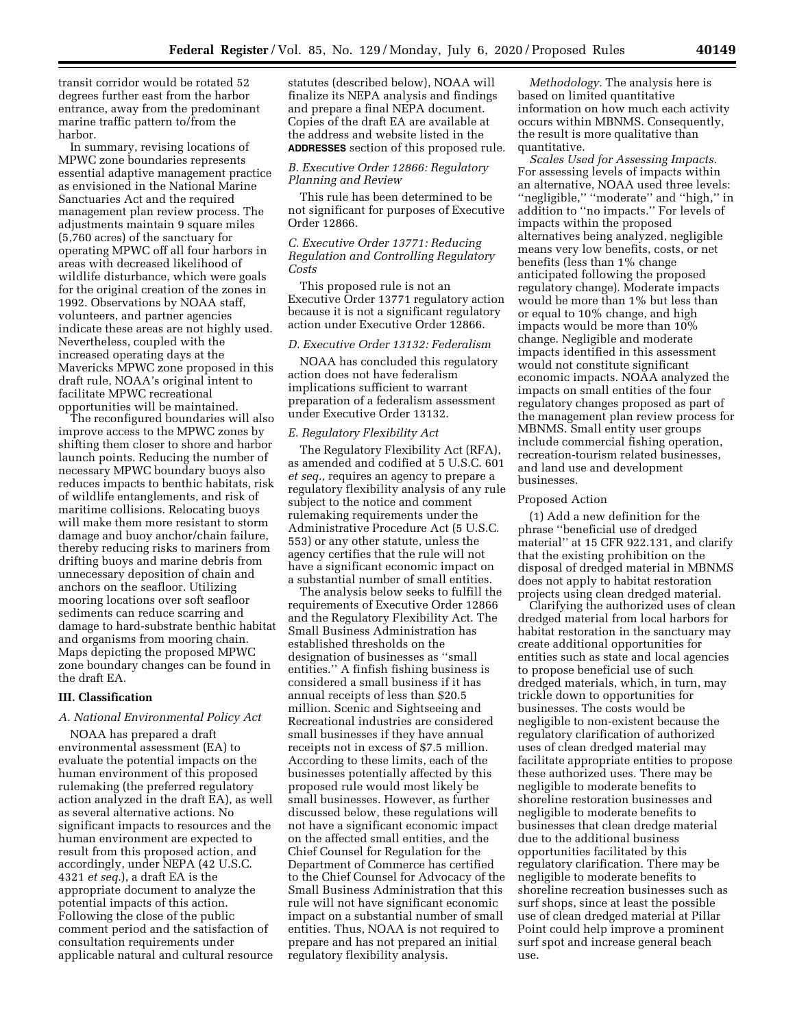transit corridor would be rotated 52 degrees further east from the harbor entrance, away from the predominant marine traffic pattern to/from the harbor.

In summary, revising locations of MPWC zone boundaries represents essential adaptive management practice as envisioned in the National Marine Sanctuaries Act and the required management plan review process. The adjustments maintain 9 square miles (5,760 acres) of the sanctuary for operating MPWC off all four harbors in areas with decreased likelihood of wildlife disturbance, which were goals for the original creation of the zones in 1992. Observations by NOAA staff, volunteers, and partner agencies indicate these areas are not highly used. Nevertheless, coupled with the increased operating days at the Mavericks MPWC zone proposed in this draft rule, NOAA's original intent to facilitate MPWC recreational opportunities will be maintained.

The reconfigured boundaries will also improve access to the MPWC zones by shifting them closer to shore and harbor launch points. Reducing the number of necessary MPWC boundary buoys also reduces impacts to benthic habitats, risk of wildlife entanglements, and risk of maritime collisions. Relocating buoys will make them more resistant to storm damage and buoy anchor/chain failure, thereby reducing risks to mariners from drifting buoys and marine debris from unnecessary deposition of chain and anchors on the seafloor. Utilizing mooring locations over soft seafloor sediments can reduce scarring and damage to hard-substrate benthic habitat and organisms from mooring chain. Maps depicting the proposed MPWC zone boundary changes can be found in the draft EA.

## III. Classification

### A. National Environmental Policy Act

NOAA has prepared a draft environmental assessment (EA) to evaluate the potential impacts on the human environment of this proposed rulemaking (the preferred regulatory action analyzed in the draft EA), as well as several alternative actions. No significant impacts to resources and the human environment are expected to result from this proposed action, and accordingly, under NEPA (42 U.S.C. 4321 *et seq.*), a draft EA is the appropriate document to analyze the potential impacts of this action. Following the close of the public comment period and the satisfaction of consultation requirements under applicable natural and cultural resource statutes (described below), NOAA will finalize its NEPA analysis and findings and prepare a final NEPA document. Copies of the draft EA are available at the address and website listed in the **ADDRESSES** section of this proposed rule.

### B. Executive Order 12866: Regulatory Planning and Review

This rule has been determined to be not significant for purposes of Executive Order 12866.

### C. Executive Order 13771: Reducing Regulation and Controlling Regulatory Costs

This proposed rule is not an Executive Order 13771 regulatory action because it is not a significant regulatory action under Executive Order 12866.

### D. Executive Order 13132: Federalism

NOAA has concluded this regulatory action does not have federalism implications sufficient to warrant preparation of a federalism assessment under Executive Order 13132.

### E. Regulatory Flexibility Act

The Regulatory Flexibility Act (RFA), as amended and codified at 5 U.S.C. 601 *et seq.,* requires an agency to prepare a regulatory flexibility analysis of any rule subject to the notice and comment rulemaking requirements under the Administrative Procedure Act (5 U.S.C. 553) or any other statute, unless the agency certifies that the rule will not have a significant economic impact on a substantial number of small entities.

The analysis below seeks to fulfill the requirements of Executive Order 12866 and the Regulatory Flexibility Act. The Small Business Administration has established thresholds on the designation of businesses as "small entities." A finfish fishing business is considered a small business if it has annual receipts of less than $20.5 million. Scenic and Sightseeing and Recreational industries are considered small businesses if they have annual receipts not in excess of $7.5 million. According to these limits, each of the businesses potentially affected by this proposed rule would most likely be small businesses. However, as further discussed below, these regulations will not have a significant economic impact on the affected small entities, and the Chief Counsel for Regulation for the Department of Commerce has certified to the Chief Counsel for Advocacy of the Small Business Administration that this rule will not have significant economic impact on a substantial number of small entities. Thus, NOAA is not required to prepare and has not prepared an initial regulatory flexibility analysis.

*Methodology.* The analysis here is based on limited quantitative information on how much each activity occurs within MBNMS. Consequently, the result is more qualitative than quantitative.

*Scales Used for Assessing Impacts.* For assessing levels of impacts within an alternative, NOAA used three levels: "negligible," "moderate" and "high," in addition to "no impacts." For levels of impacts within the proposed alternatives being analyzed, negligible means very low benefits, costs, or net benefits (less than 1% change anticipated following the proposed regulatory change). Moderate impacts would be more than 1% but less than or equal to 10% change, and high impacts would be more than 10% change. Negligible and moderate impacts identified in this assessment would not constitute significant economic impacts. NOAA analyzed the impacts on small entities of the four regulatory changes proposed as part of the management plan review process for MBNMS. Small entity user groups include commercial fishing operation, recreation-tourism related businesses, and land use and development businesses.

Proposed Action

(1) Add a new definition for the phrase "beneficial use of dredged material" at 15 CFR 922.131, and clarify that the existing prohibition on the disposal of dredged material in MBNMS does not apply to habitat restoration projects using clean dredged material.

Clarifying the authorized uses of clean dredged material from local harbors for habitat restoration in the sanctuary may create additional opportunities for entities such as state and local agencies to propose beneficial use of such dredged materials, which, in turn, may trickle down to opportunities for businesses. The costs would be negligible to non-existent because the regulatory clarification of authorized uses of clean dredged material may facilitate appropriate entities to propose these authorized uses. There may be negligible to moderate benefits to shoreline restoration businesses and negligible to moderate benefits to businesses that clean dredge material due to the additional business opportunities facilitated by this regulatory clarification. There may be negligible to moderate benefits to shoreline recreation businesses such as surf shops, since at least the possible use of clean dredged material at Pillar Point could help improve a prominent surf spot and increase general beach use.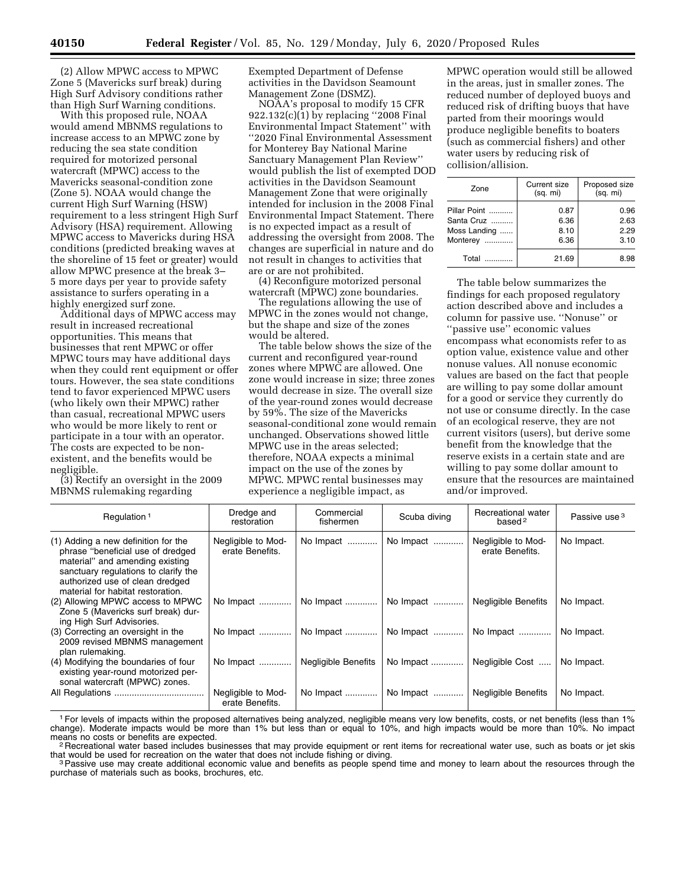(2) Allow MPWC access to MPWC Zone 5 (Mavericks surf break) during High Surf Advisory conditions rather than High Surf Warning conditions.

With this proposed rule, NOAA would amend MBNMS regulations to increase access to an MPWC zone by reducing the sea state condition required for motorized personal watercraft (MPWC) access to the Mavericks seasonal-condition zone (Zone 5). NOAA would change the current High Surf Warning (HSW) requirement to a less stringent High Surf Advisory (HSA) requirement. Allowing MPWC access to Mavericks during HSA conditions (predicted breaking waves at the shoreline of 15 feet or greater) would allow MPWC presence at the break 3–5 more days per year to provide safety assistance to surfers operating in a highly energized surf zone.

Additional days of MPWC access may result in increased recreational opportunities. This means that businesses that rent MPWC or offer MPWC tours may have additional days when they could rent equipment or offer tours. However, the sea state conditions tend to favor experienced MPWC users (who likely own their MPWC) rather than casual, recreational MPWC users who would be more likely to rent or participate in a tour with an operator. The costs are expected to be non-existent, and the benefits would be negligible.

(3) Rectify an oversight in the 2009 MBNMS rulemaking regarding Exempted Department of Defense activities in the Davidson Seamount Management Zone (DSMZ).

NOAA's proposal to modify 15 CFR 922.132(c)(1) by replacing "2008 Final Environmental Impact Statement" with "2020 Final Environmental Assessment for Monterey Bay National Marine Sanctuary Management Plan Review" would publish the list of exempted DOD activities in the Davidson Seamount Management Zone that were originally intended for inclusion in the 2008 Final Environmental Impact Statement. There is no expected impact as a result of addressing the oversight from 2008. The changes are superficial in nature and do not result in changes to activities that are or are not prohibited.

(4) Reconfigure motorized personal watercraft (MPWC) zone boundaries.

The regulations allowing the use of MPWC in the zones would not change, but the shape and size of the zones would be altered.

The table below shows the size of the current and reconfigured year-round zones where MPWC are allowed. One zone would increase in size; three zones would decrease in size. The overall size of the year-round zones would decrease by 59%. The size of the Mavericks seasonal-conditional zone would remain unchanged. Observations showed little MPWC use in the areas selected; therefore, NOAA expects a minimal impact on the use of the zones by MPWC. MPWC rental businesses may experience a negligible impact, as MPWC operation would still be allowed in the areas, just in smaller zones. The reduced number of deployed buoys and reduced risk of drifting buoys that have parted from their moorings would produce negligible benefits to boaters (such as commercial fishers) and other water users by reducing risk of collision/allision.

| Zone | Current size (sq. mi) | Proposed size (sq. mi) |
|---|---|---|
| Pillar Point | 0.87 | 0.96 |
| Santa Cruz | 6.36 | 2.63 |
| Moss Landing | 8.10 | 2.29 |
| Monterey | 6.36 | 3.10 |
| Total | 21.69 | 8.98 |

The table below summarizes the findings for each proposed regulatory action described above and includes a column for passive use. "Nonuse" or "passive use" economic values encompass what economists refer to as option value, existence value and other nonuse values. All nonuse economic values are based on the fact that people are willing to pay some dollar amount for a good or service they currently do not use or consume directly. In the case of an ecological reserve, they are not current visitors (users), but derive some benefit from the knowledge that the reserve exists in a certain state and are willing to pay some dollar amount to ensure that the resources are maintained and/or improved.

| Regulation [1] | Dredge and restoration | Commercial fishermen | Scuba diving | Recreational water based [2] | Passive use [3] |
|---|---|---|---|---|---|
| (1) Adding a new definition for the phrase "beneficial use of dredged material" and amending existing sanctuary regulations to clarify the authorized use of clean dredged material for habitat restoration. | Negligible to Moderate Benefits. | No Impact | No Impact | Negligible to Moderate Benefits. | No Impact. |
| (2) Allowing MPWC access to MPWC Zone 5 (Mavericks surf break) during High Surf Advisories. | No Impact | No Impact | No Impact | Negligible Benefits | No Impact. |
| (3) Correcting an oversight in the 2009 revised MBNMS management plan rulemaking. | No Impact | No Impact | No Impact | No Impact | No Impact. |
| (4) Modifying the boundaries of four existing year-round motorized personal watercraft (MPWC) zones. | No Impact | Negligible Benefits | No Impact | Negligible Cost | No Impact. |
| All Regulations | Negligible to Moderate Benefits. | No Impact | No Impact | Negligible Benefits | No Impact. |

[1] For levels of impacts within the proposed alternatives being analyzed, negligible means very low benefits, costs, or net benefits (less than 1% change). Moderate impacts would be more than 1% but less than or equal to 10%, and high impacts would be more than 10%. No impact means no costs or benefits are expected.

[2] Recreational water based includes businesses that may provide equipment or rent items for recreational water use, such as boats or jet skis that would be used for recreation on the water that does not include fishing or diving.

[3] Passive use may create additional economic value and benefits as people spend time and money to learn about the resources through the purchase of materials such as books, brochures, etc.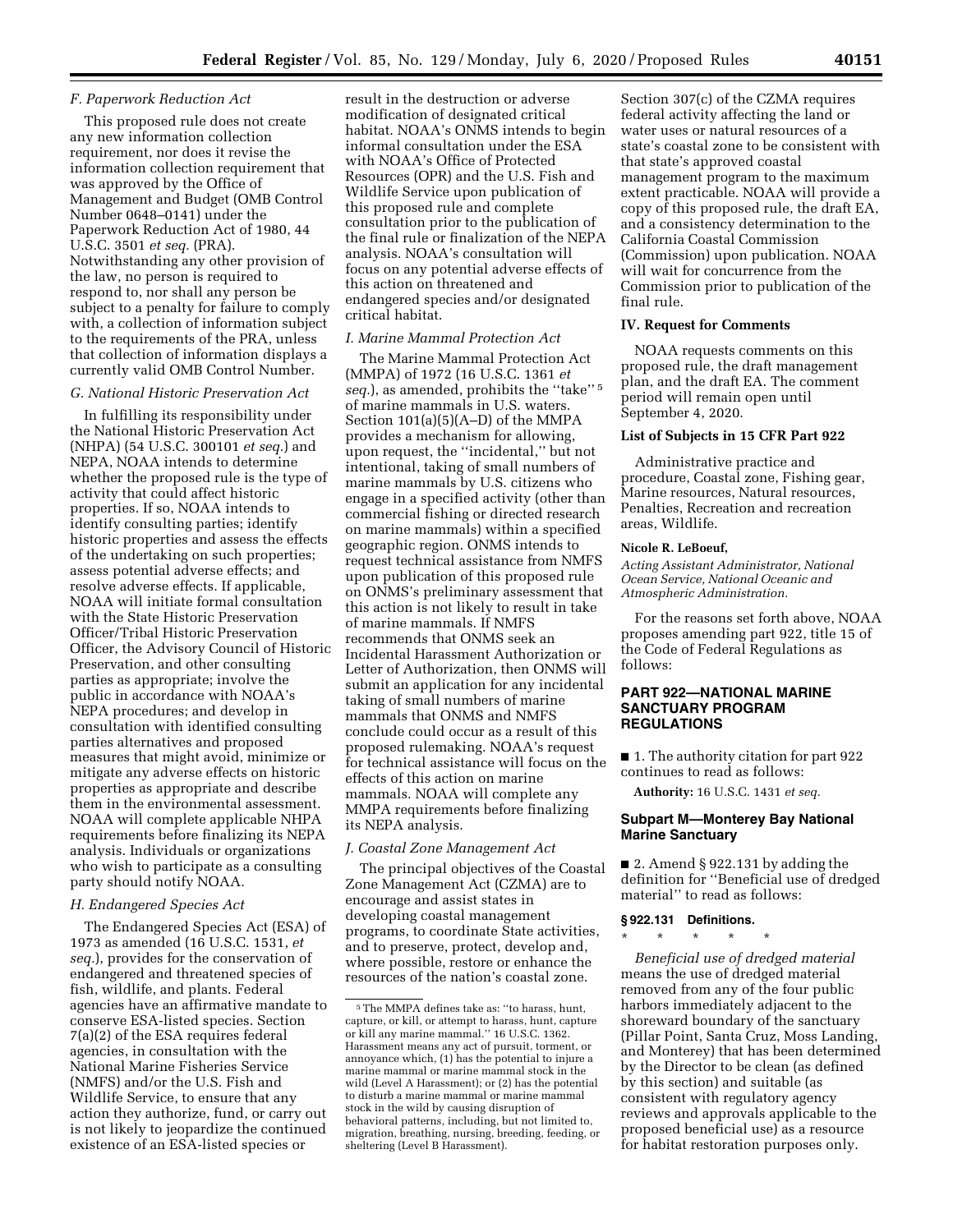### F. Paperwork Reduction Act

This proposed rule does not create any new information collection requirement, nor does it revise the information collection requirement that was approved by the Office of Management and Budget (OMB Control Number 0648–0141) under the Paperwork Reduction Act of 1980, 44 U.S.C. 3501 *et seq.* (PRA). Notwithstanding any other provision of the law, no person is required to respond to, nor shall any person be subject to a penalty for failure to comply with, a collection of information subject to the requirements of the PRA, unless that collection of information displays a currently valid OMB Control Number.

### G. National Historic Preservation Act

In fulfilling its responsibility under the National Historic Preservation Act (NHPA) (54 U.S.C. 300101 *et seq.*) and NEPA, NOAA intends to determine whether the proposed rule is the type of activity that could affect historic properties. If so, NOAA intends to identify consulting parties; identify historic properties and assess the effects of the undertaking on such properties; assess potential adverse effects; and resolve adverse effects. If applicable, NOAA will initiate formal consultation with the State Historic Preservation Officer/Tribal Historic Preservation Officer, the Advisory Council of Historic Preservation, and other consulting parties as appropriate; involve the public in accordance with NOAA's NEPA procedures; and develop in consultation with identified consulting parties alternatives and proposed measures that might avoid, minimize or mitigate any adverse effects on historic properties as appropriate and describe them in the environmental assessment. NOAA will complete applicable NHPA requirements before finalizing its NEPA analysis. Individuals or organizations who wish to participate as a consulting party should notify NOAA.

### H. Endangered Species Act

The Endangered Species Act (ESA) of 1973 as amended (16 U.S.C. 1531, *et seq.*), provides for the conservation of endangered and threatened species of fish, wildlife, and plants. Federal agencies have an affirmative mandate to conserve ESA-listed species. Section 7(a)(2) of the ESA requires federal agencies, in consultation with the National Marine Fisheries Service (NMFS) and/or the U.S. Fish and Wildlife Service, to ensure that any action they authorize, fund, or carry out is not likely to jeopardize the continued existence of an ESA-listed species or result in the destruction or adverse modification of designated critical habitat. NOAA's ONMS intends to begin informal consultation under the ESA with NOAA's Office of Protected Resources (OPR) and the U.S. Fish and Wildlife Service upon publication of this proposed rule and complete consultation prior to the publication of the final rule or finalization of the NEPA analysis. NOAA's consultation will focus on any potential adverse effects of this action on threatened and endangered species and/or designated critical habitat.

### I. Marine Mammal Protection Act

The Marine Mammal Protection Act (MMPA) of 1972 (16 U.S.C. 1361 *et seq.*), as amended, prohibits the "take" [5] of marine mammals in U.S. waters. Section 101(a)(5)(A–D) of the MMPA provides a mechanism for allowing, upon request, the "incidental," but not intentional, taking of small numbers of marine mammals by U.S. citizens who engage in a specified activity (other than commercial fishing or directed research on marine mammals) within a specified geographic region. ONMS intends to request technical assistance from NMFS upon publication of this proposed rule on ONMS's preliminary assessment that this action is not likely to result in take of marine mammals. If NMFS recommends that ONMS seek an Incidental Harassment Authorization or Letter of Authorization, then ONMS will submit an application for any incidental taking of small numbers of marine mammals that ONMS and NMFS conclude could occur as a result of this proposed rulemaking. NOAA's request for technical assistance will focus on the effects of this action on marine mammals. NOAA will complete any MMPA requirements before finalizing its NEPA analysis.

### J. Coastal Zone Management Act

The principal objectives of the Coastal Zone Management Act (CZMA) are to encourage and assist states in developing coastal management programs, to coordinate State activities, and to preserve, protect, develop and, where possible, restore or enhance the resources of the nation's coastal zone. Section 307(c) of the CZMA requires federal activity affecting the land or water uses or natural resources of a state's coastal zone to be consistent with that state's approved coastal management program to the maximum extent practicable. NOAA will provide a copy of this proposed rule, the draft EA, and a consistency determination to the California Coastal Commission (Commission) upon publication. NOAA will wait for concurrence from the Commission prior to publication of the final rule.

[5] The MMPA defines take as: "to harass, hunt, capture, or kill, or attempt to harass, hunt, capture or kill any marine mammal." 16 U.S.C. 1362. Harassment means any act of pursuit, torment, or annoyance which, (1) has the potential to injure a marine mammal or marine mammal stock in the wild (Level A Harassment); or (2) has the potential to disturb a marine mammal or marine mammal stock in the wild by causing disruption of behavioral patterns, including, but not limited to, migration, breathing, nursing, breeding, feeding, or sheltering (Level B Harassment).

## IV. Request for Comments

NOAA requests comments on this proposed rule, the draft management plan, and the draft EA. The comment period will remain open until September 4, 2020.

### List of Subjects in 15 CFR Part 922

Administrative practice and procedure, Coastal zone, Fishing gear, Marine resources, Natural resources, Penalties, Recreation and recreation areas, Wildlife.

**Nicole R. LeBoeuf,**

*Acting Assistant Administrator, National Ocean Service, National Oceanic and Atmospheric Administration.*

For the reasons set forth above, NOAA proposes amending part 922, title 15 of the Code of Federal Regulations as follows:

## PART 922—NATIONAL MARINE SANCTUARY PROGRAM REGULATIONS

■ 1. The authority citation for part 922 continues to read as follows:

**Authority:** 16 U.S.C. 1431 *et seq.*

### Subpart M—Monterey Bay National Marine Sanctuary

■ 2. Amend § 922.131 by adding the definition for "Beneficial use of dredged material" to read as follows:

### § 922.131 Definitions.

\* \* \* \* \*

*Beneficial use of dredged material* means the use of dredged material removed from any of the four public harbors immediately adjacent to the shoreward boundary of the sanctuary (Pillar Point, Santa Cruz, Moss Landing, and Monterey) that has been determined by the Director to be clean (as defined by this section) and suitable (as consistent with regulatory agency reviews and approvals applicable to the proposed beneficial use) as a resource for habitat restoration purposes only.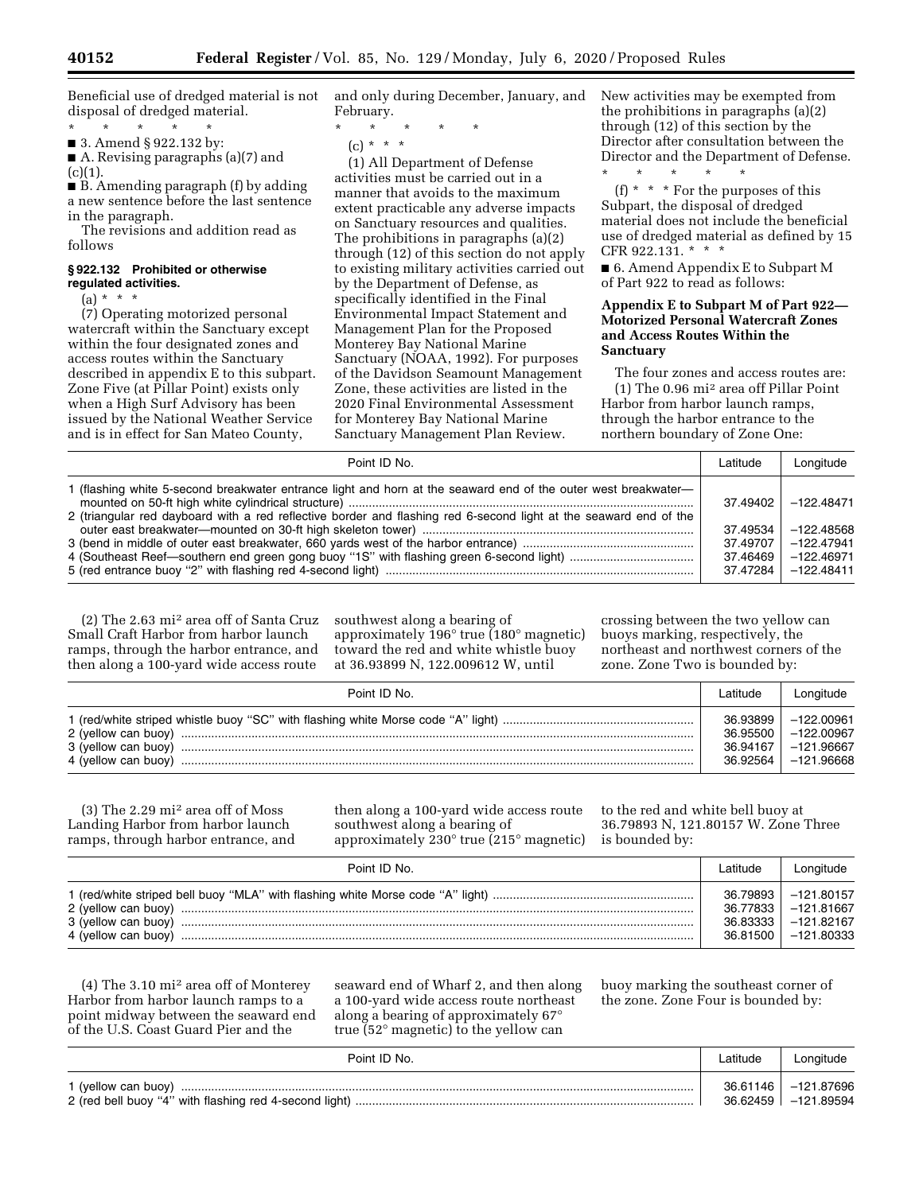Beneficial use of dredged material is not disposal of dredged material.

\* \* \* \* \*

■ 3. Amend § 922.132 by:

■ A. Revising paragraphs (a)(7) and (c)(1).

■ B. Amending paragraph (f) by adding a new sentence before the last sentence in the paragraph.

The revisions and addition read as follows

### § 922.132 Prohibited or otherwise regulated activities.

(a) \* \* \*

(7) Operating motorized personal watercraft within the Sanctuary except within the four designated zones and access routes within the Sanctuary described in appendix E to this subpart. Zone Five (at Pillar Point) exists only when a High Surf Advisory has been issued by the National Weather Service and is in effect for San Mateo County, and only during December, January, and February.

\* \* \* \* \*

(c) \* \* \*

(1) All Department of Defense activities must be carried out in a manner that avoids to the maximum extent practicable any adverse impacts on Sanctuary resources and qualities. The prohibitions in paragraphs (a)(2) through (12) of this section do not apply to existing military activities carried out by the Department of Defense, as specifically identified in the Final Environmental Impact Statement and Management Plan for the Proposed Monterey Bay National Marine Sanctuary (NOAA, 1992). For purposes of the Davidson Seamount Management Zone, these activities are listed in the 2020 Final Environmental Assessment for Monterey Bay National Marine Sanctuary Management Plan Review. New activities may be exempted from the prohibitions in paragraphs (a)(2) through (12) of this section by the Director after consultation between the Director and the Department of Defense.

\* \* \* \* \*

(f) \* \* \* For the purposes of this Subpart, the disposal of dredged material does not include the beneficial use of dredged material as defined by 15 CFR 922.131. \* \* \*

■ 6. Amend Appendix E to Subpart M of Part 922 to read as follows:

### Appendix E to Subpart M of Part 922—Motorized Personal Watercraft Zones and Access Routes Within the Sanctuary

The four zones and access routes are:

(1) The 0.96 mi$^2$ area off Pillar Point Harbor from harbor launch ramps, through the harbor entrance to the northern boundary of Zone One:

| Point ID No. | Latitude | Longitude |
|---|---|---|
| 1 (flashing white 5-second breakwater entrance light and horn at the seaward end of the outer west breakwater—mounted on 50-ft high white cylindrical structure) | 37.49402 | −122.48471 |
| 2 (triangular red dayboard with a red reflective border and flashing red 6-second light at the seaward end of the outer east breakwater—mounted on 30-ft high skeleton tower) | 37.49534 | −122.48568 |
| 3 (bend in middle of outer east breakwater, 660 yards west of the harbor entrance) | 37.49707 | −122.47941 |
| 4 (Southeast Reef—southern end green gong buoy "1S" with flashing green 6-second light) | 37.46469 | −122.46971 |
| 5 (red entrance buoy "2" with flashing red 4-second light) | 37.47284 | −122.48411 |

(2) The 2.63 mi$^2$ area off of Santa Cruz Small Craft Harbor from harbor launch ramps, through the harbor entrance, and then along a 100-yard wide access route southwest along a bearing of approximately 196° true (180° magnetic) toward the red and white whistle buoy at 36.93899 N, 122.009612 W, until crossing between the two yellow can buoys marking, respectively, the northeast and northwest corners of the zone. Zone Two is bounded by:

| Point ID No. | Latitude | Longitude |
|---|---|---|
| 1 (red/white striped whistle buoy "SC" with flashing white Morse code "A" light) | 36.93899 | −122.00961 |
| 2 (yellow can buoy) | 36.95500 | −122.00967 |
| 3 (yellow can buoy) | 36.94167 | −121.96667 |
| 4 (yellow can buoy) | 36.92564 | −121.96668 |

(3) The 2.29 mi$^2$ area off of Moss Landing Harbor from harbor launch ramps, through harbor entrance, and then along a 100-yard wide access route southwest along a bearing of approximately 230° true (215° magnetic) to the red and white bell buoy at 36.79893 N, 121.80157 W. Zone Three is bounded by:

| Point ID No. | Latitude | Longitude |
|---|---|---|
| 1 (red/white striped bell buoy "MLA" with flashing white Morse code "A" light) | 36.79893 | −121.80157 |
| 2 (yellow can buoy) | 36.77833 | −121.81667 |
| 3 (yellow can buoy) | 36.83333 | −121.82167 |
| 4 (yellow can buoy) | 36.81500 | −121.80333 |

(4) The 3.10 mi$^2$ area off of Monterey Harbor from harbor launch ramps to a point midway between the seaward end of the U.S. Coast Guard Pier and the seaward end of Wharf 2, and then along a 100-yard wide access route northeast along a bearing of approximately 67° true (52° magnetic) to the yellow can buoy marking the southeast corner of the zone. Zone Four is bounded by:

| Point ID No. | Latitude | Longitude |
|---|---|---|
| 1 (yellow can buoy) | 36.61146 | −121.87696 |
| 2 (red bell buoy "4" with flashing red 4-second light) | 36.62459 | −121.89594 |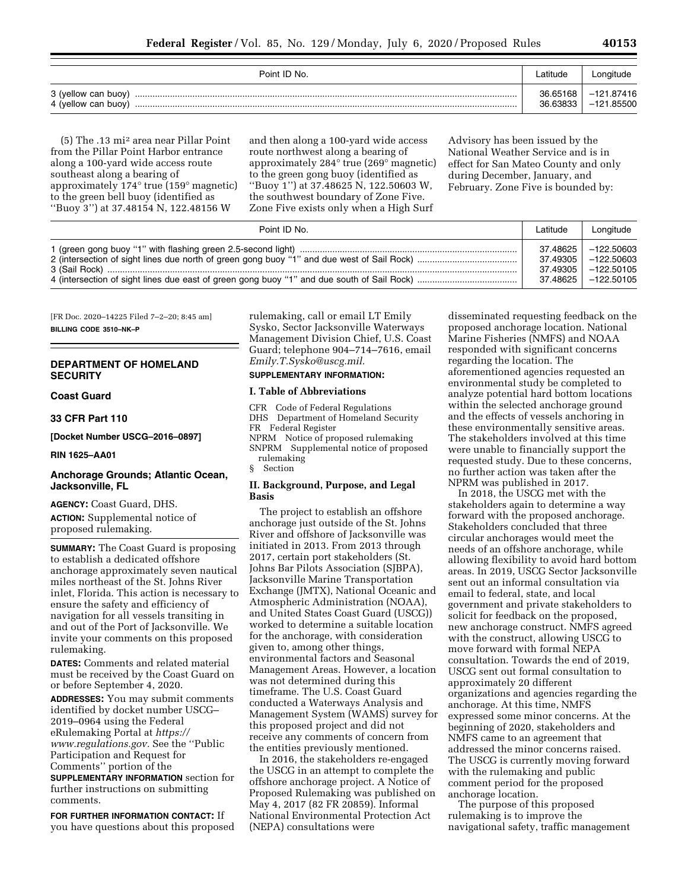| Point ID No. | Latitude | Longitude |
| --- | --- | --- |
| 3 (yellow can buoy) | 36.65168 | −121.87416 |
| 4 (yellow can buoy) | 36.63833 | −121.85500 |

(5) The .13 mi² area near Pillar Point from the Pillar Point Harbor entrance along a 100-yard wide access route southeast along a bearing of approximately 174° true (159° magnetic) to the green bell buoy (identified as ''Buoy 3'') at 37.48154 N, 122.48156 W and then along a 100-yard wide access route northwest along a bearing of approximately 284° true (269° magnetic) to the green gong buoy (identified as ''Buoy 1'') at 37.48625 N, 122.50603 W, the southwest boundary of Zone Five. Zone Five exists only when a High Surf Advisory has been issued by the National Weather Service and is in effect for San Mateo County and only during December, January, and February. Zone Five is bounded by:

| Point ID No. | Latitude | Longitude |
| --- | --- | --- |
| 1 (green gong buoy ''1'' with flashing green 2.5-second light) | 37.48625 | −122.50603 |
| 2 (intersection of sight lines due north of green gong buoy ''1'' and due west of Sail Rock) | 37.49305 | −122.50603 |
| 3 (Sail Rock) | 37.49305 | −122.50105 |
| 4 (intersection of sight lines due east of green gong buoy ''1'' and due south of Sail Rock) | 37.48625 | −122.50105 |

[FR Doc. 2020–14225 Filed 7–2–20; 8:45 am]

**BILLING CODE 3510–NK–P**

## DEPARTMENT OF HOMELAND SECURITY

### Coast Guard

### 33 CFR Part 110

**[Docket Number USCG–2016–0897]**

**RIN 1625–AA01**

### Anchorage Grounds; Atlantic Ocean, Jacksonville, FL

**AGENCY:** Coast Guard, DHS.

**ACTION:** Supplemental notice of proposed rulemaking.

**SUMMARY:** The Coast Guard is proposing to establish a dedicated offshore anchorage approximately seven nautical miles northeast of the St. Johns River inlet, Florida. This action is necessary to ensure the safety and efficiency of navigation for all vessels transiting in and out of the Port of Jacksonville. We invite your comments on this proposed rulemaking.

**DATES:** Comments and related material must be received by the Coast Guard on or before September 4, 2020.

**ADDRESSES:** You may submit comments identified by docket number USCG–2019–0964 using the Federal eRulemaking Portal at *https://www.regulations.gov.* See the ''Public Participation and Request for Comments'' portion of the **SUPPLEMENTARY INFORMATION** section for further instructions on submitting comments.

**FOR FURTHER INFORMATION CONTACT:** If you have questions about this proposed rulemaking, call or email LT Emily Sysko, Sector Jacksonville Waterways Management Division Chief, U.S. Coast Guard; telephone 904–714–7616, email *Emily.T.Sysko@uscg.mil.*

**SUPPLEMENTARY INFORMATION:**

#### I. Table of Abbreviations

CFR Code of Federal Regulations
DHS Department of Homeland Security
FR Federal Register
NPRM Notice of proposed rulemaking
SNPRM Supplemental notice of proposed rulemaking
§ Section

#### II. Background, Purpose, and Legal Basis

The project to establish an offshore anchorage just outside of the St. Johns River and offshore of Jacksonville was initiated in 2013. From 2013 through 2017, certain port stakeholders (St. Johns Bar Pilots Association (SJBPA), Jacksonville Marine Transportation Exchange (JMTX), National Oceanic and Atmospheric Administration (NOAA), and United States Coast Guard (USCG)) worked to determine a suitable location for the anchorage, with consideration given to, among other things, environmental factors and Seasonal Management Areas. However, a location was not determined during this timeframe. The U.S. Coast Guard conducted a Waterways Analysis and Management System (WAMS) survey for this proposed project and did not receive any comments of concern from the entities previously mentioned.

In 2016, the stakeholders re-engaged the USCG in an attempt to complete the offshore anchorage project. A Notice of Proposed Rulemaking was published on May 4, 2017 (82 FR 20859). Informal National Environmental Protection Act (NEPA) consultations were disseminated requesting feedback on the proposed anchorage location. National Marine Fisheries (NMFS) and NOAA responded with significant concerns regarding the location. The aforementioned agencies requested an environmental study be completed to analyze potential hard bottom locations within the selected anchorage ground and the effects of vessels anchoring in these environmentally sensitive areas. The stakeholders involved at this time were unable to financially support the requested study. Due to these concerns, no further action was taken after the NPRM was published in 2017.

In 2018, the USCG met with the stakeholders again to determine a way forward with the proposed anchorage. Stakeholders concluded that three circular anchorages would meet the needs of an offshore anchorage, while allowing flexibility to avoid hard bottom areas. In 2019, USCG Sector Jacksonville sent out an informal consultation via email to federal, state, and local government and private stakeholders to solicit for feedback on the proposed, new anchorage construct. NMFS agreed with the construct, allowing USCG to move forward with formal NEPA consultation. Towards the end of 2019, USCG sent out formal consultation to approximately 20 different organizations and agencies regarding the anchorage. At this time, NMFS expressed some minor concerns. At the beginning of 2020, stakeholders and NMFS came to an agreement that addressed the minor concerns raised. The USCG is currently moving forward with the rulemaking and public comment period for the proposed anchorage location.

The purpose of this proposed rulemaking is to improve the navigational safety, traffic management